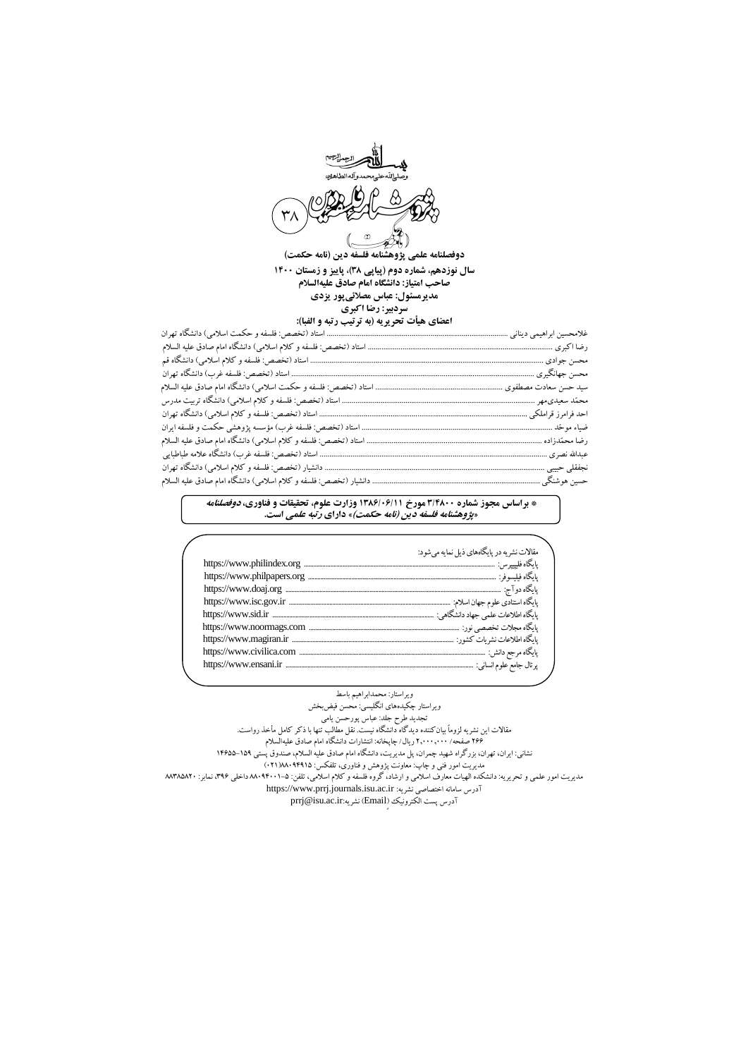بسم الله الرحمن الرحیم

وصلی الله علی محمد وآله الطاهرین

# پژوهشنامه فلسفه دین (نامه حکمت)

۳۸

**دوفصلنامه علمی پژوهشنامه فلسفه دین (نامه حکمت)**

**سال نوزدهم، شماره دوم (پیاپی ۳۸)، پاییز و زمستان ۱۴۰۰**

**صاحب امتیاز: دانشگاه امام صادق علیه‌السلام**

**مدیرمسئول: عباس مصلائی‌پور یزدی**

**سردبیر: رضا اکبری**

**اعضای هیأت تحریریه (به ترتیب رتبه و الفبا):**

غلامحسین ابراهیمی دینانی ........ استاد (تخصص: فلسفه و حکمت اسلامی) دانشگاه تهران

رضا اکبری ........ استاد (تخصص: فلسفه و کلام اسلامی) دانشگاه امام صادق علیه السلام

محسن جوادی ........ استاد (تخصص: فلسفه و کلام اسلامی) دانشگاه قم

محسن جهانگیری ........ استاد (تخصص: فلسفه غرب) دانشگاه تهران

سید حسن سعادت مصطفوی ........ استاد (تخصص: فلسفه و حکمت اسلامی) دانشگاه امام صادق علیه السلام

محمّد سعیدی‌مهر ........ استاد (تخصص: فلسفه و کلام اسلامی) دانشگاه تربیت مدرس

احد فرامرز قراملکی ........ استاد (تخصص: فلسفه و کلام اسلامی) دانشگاه تهران

ضیاء موحد ........ استاد (تخصص: فلسفه غرب) مؤسسه پژوهشی حکمت و فلسفه ایران

رضا محمّدزاده ........ استاد (تخصص: فلسفه و کلام اسلامی) دانشگاه امام صادق علیه السلام

عبدالله نصری ........ استاد (تخصص: فلسفه غرب) دانشگاه علامه طباطبایی

نجفقلی حبیبی ........ دانشیار (تخصص: فلسفه و کلام اسلامی) دانشگاه تهران

حسین هوشنگی ........ دانشیار (تخصص: فلسفه و کلام اسلامی) دانشگاه امام صادق علیه السلام

**\* براساس مجوز شماره ۳/۴۸۰۰ مورخ ۱۳۸۶/۰۶/۱۱ وزارت علوم، تحقیقات و فناوری، *دوفصلنامه «پژوهشنامه فلسفه دین (نامه حکمت)»* دارای *رتبه علمی* است.**

مقالات نشریه در پایگاه‌های ذیل نمایه می‌شود:

پایگاه فلیپیرس: ........ https://www.philindex.org

پایگاه فیلسوفر: ........ https://www.philpapers.org

پایگاه دوآج: ........ https://www.doaj.org

پایگاه استنادی علوم جهان اسلام: ........ https://www.isc.gov.ir

پایگاه اطلاعات علمی جهاد دانشگاهی: ........ https://www.sid.ir

پایگاه مجلات تخصصی نور: ........ https://www.noormags.com

پایگاه اطلاعات نشریات کشور: ........ https://www.magiran.ir

پایگاه مرجع دانش: ........ https://www.civilica.com

پرتال جامع علوم انسانی: ........ https://www.ensani.ir

ویراستار: محمدابراهیم باسط

ویراستار چکیده‌های انگلیسی: محسن فیض‌بخش

تجدید طرح جلد: عباس پورحسن یامی

مقالات این نشریه لزوماً بیان‌کننده دیدگاه دانشگاه نیست. نقل مطالب تنها با ذکر کامل مأخذ رواست.

۲۶۶ صفحه/ ۲،۰۰۰،۰۰۰ ریال/ چاپخانه: انتشارات دانشگاه امام صادق علیه‌السلام

نشانی: ایران، تهران، بزرگراه شهید چمران، پل مدیریت، دانشگاه امام صادق علیه السلام، صندوق پستی ۱۵۹-۱۴۶۵۵

مدیریت امور فنی و چاپ: معاونت پژوهش و فناوری، تلفکس: ۸۸۰۹۴۹۱۵(۰۲۱)

مدیریت امور علمی و تحریریه: دانشکده الهیات معارف اسلامی و ارشاد، گروه فلسفه و کلام اسلامی، تلفن: ۵-۸۸۰۹۴۰۰۱ داخلی ۳۹۶، نمابر: ۸۸۳۸۵۸۲۰

آدرس سامانه اختصاصی نشریه: https://www.prrj.journals.isu.ac.ir

آدرس پست الکترونیک (Email) نشریه: prrj@isu.ac.ir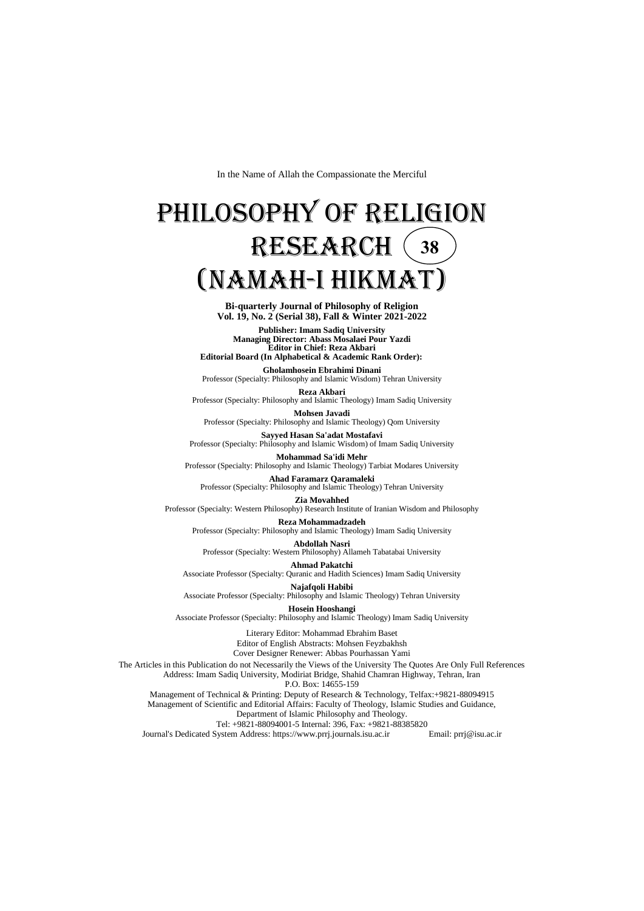In the Name of Allah the Compassionate the Merciful

# PHILOSOPHY OF RELIGION RESEARCH (38) (NAMAH-I HIKMAT)

**Bi-quarterly Journal of Philosophy of Religion**
**Vol. 19, No. 2 (Serial 38), Fall & Winter 2021-2022**

**Publisher: Imam Sadiq University**
**Managing Director: Abass Mosalaei Pour Yazdi**
**Editor in Chief: Reza Akbari**
**Editorial Board (In Alphabetical & Academic Rank Order):**

**Gholamhosein Ebrahimi Dinani**
Professor (Specialty: Philosophy and Islamic Wisdom) Tehran University

**Reza Akbari**
Professor (Specialty: Philosophy and Islamic Theology) Imam Sadiq University

**Mohsen Javadi**
Professor (Specialty: Philosophy and Islamic Theology) Qom University

**Sayyed Hasan Sa'adat Mostafavi**
Professor (Specialty: Philosophy and Islamic Wisdom) of Imam Sadiq University

**Mohammad Sa'idi Mehr**
Professor (Specialty: Philosophy and Islamic Theology) Tarbiat Modares University

**Ahad Faramarz Qaramaleki**
Professor (Specialty: Philosophy and Islamic Theology) Tehran University

**Zia Movahhed**
Professor (Specialty: Western Philosophy) Research Institute of Iranian Wisdom and Philosophy

**Reza Mohammadzadeh**
Professor (Specialty: Philosophy and Islamic Theology) Imam Sadiq University

**Abdollah Nasri**
Professor (Specialty: Western Philosophy) Allameh Tabatabai University

**Ahmad Pakatchi**
Associate Professor (Specialty: Quranic and Hadith Sciences) Imam Sadiq University

**Najafqoli Habibi**
Associate Professor (Specialty: Philosophy and Islamic Theology) Tehran University

**Hosein Hooshangi**
Associate Professor (Specialty: Philosophy and Islamic Theology) Imam Sadiq University

Literary Editor: Mohammad Ebrahim Baset
Editor of English Abstracts: Mohsen Feyzbakhsh
Cover Designer Renewer: Abbas Pourhassan Yami

The Articles in this Publication do not Necessarily the Views of the University The Quotes Are Only Full References
Address: Imam Sadiq University, Modiriat Bridge, Shahid Chamran Highway, Tehran, Iran
P.O. Box: 14655-159

Management of Technical & Printing: Deputy of Research & Technology, Telfax:+9821-88094915
Management of Scientific and Editorial Affairs: Faculty of Theology, Islamic Studies and Guidance, Department of Islamic Philosophy and Theology.
Tel: +9821-88094001-5 Internal: 396, Fax: +9821-88385820
Journal's Dedicated System Address: https://www.prrj.journals.isu.ac.ir Email: prrj@isu.ac.ir